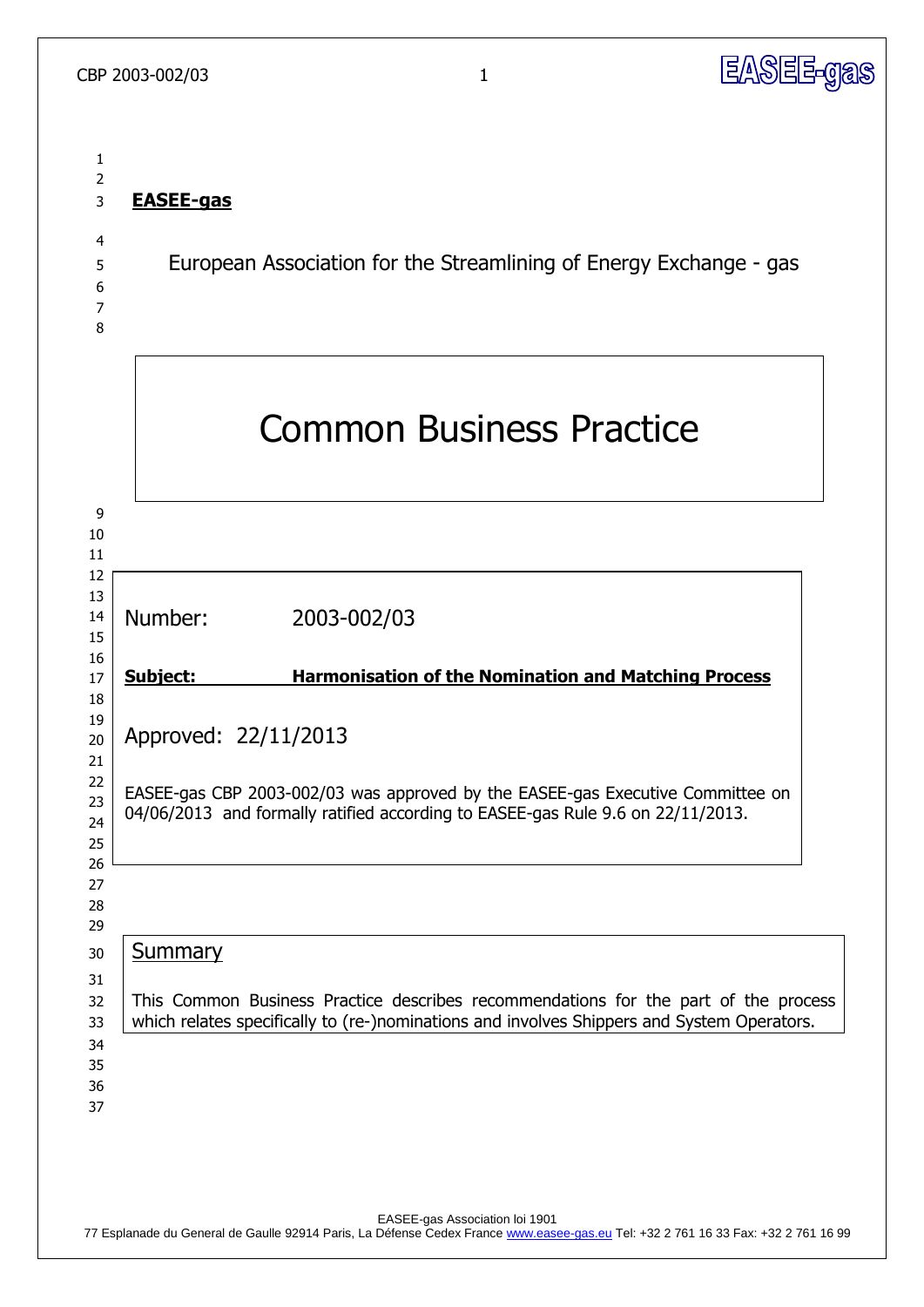**EASEE-gas**

European Association for the Streamlining of Energy Exchange - gas

# Common Business Practice

Number: 2003-002/03

**Subject: Harmonisation of the Nomination and Matching Process**

Approved: 22/11/2013

EASEE-gas CBP 2003-002/03 was approved by the EASEE-gas Executive Committee on 04/06/2013 and formally ratified according to EASEE-gas Rule 9.6 on 22/11/2013.

## Summary

This Common Business Practice describes recommendations for the part of the process which relates specifically to (re-)nominations and involves Shippers and System Operators.

EASEE-gas Association loi 1901
77 Esplanade du General de Gaulle 92914 Paris, La Défense Cedex France www.easee-gas.eu Tel: +32 2 761 16 33 Fax: +32 2 761 16 99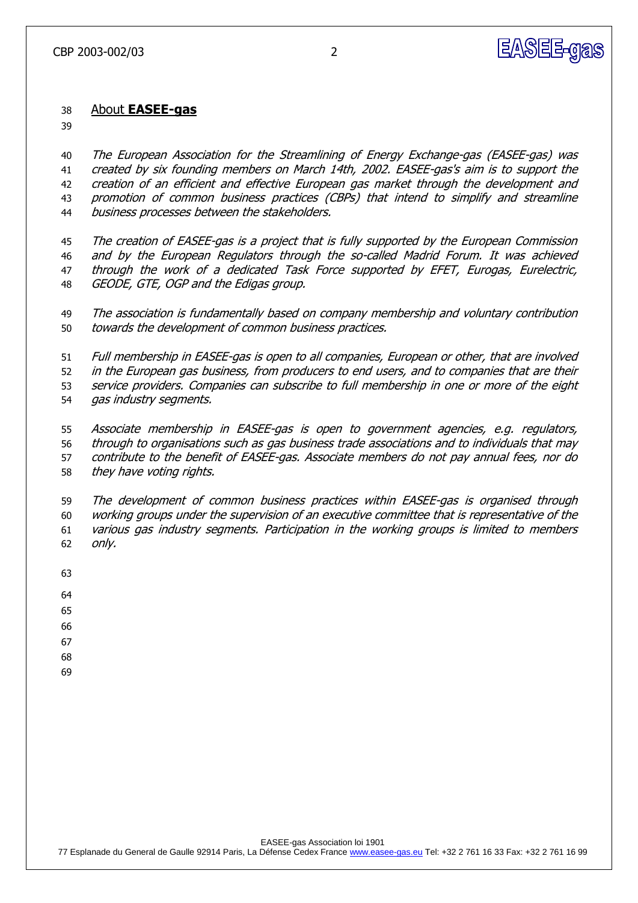## About **EASEE-gas**

*The European Association for the Streamlining of Energy Exchange-gas (EASEE-gas) was created by six founding members on March 14th, 2002. EASEE-gas's aim is to support the creation of an efficient and effective European gas market through the development and promotion of common business practices (CBPs) that intend to simplify and streamline business processes between the stakeholders.*

*The creation of EASEE-gas is a project that is fully supported by the European Commission and by the European Regulators through the so-called Madrid Forum. It was achieved through the work of a dedicated Task Force supported by EFET, Eurogas, Eurelectric, GEODE, GTE, OGP and the Edigas group.*

*The association is fundamentally based on company membership and voluntary contribution towards the development of common business practices.*

*Full membership in EASEE-gas is open to all companies, European or other, that are involved in the European gas business, from producers to end users, and to companies that are their service providers. Companies can subscribe to full membership in one or more of the eight gas industry segments.*

*Associate membership in EASEE-gas is open to government agencies, e.g. regulators, through to organisations such as gas business trade associations and to individuals that may contribute to the benefit of EASEE-gas. Associate members do not pay annual fees, nor do they have voting rights.*

*The development of common business practices within EASEE-gas is organised through working groups under the supervision of an executive committee that is representative of the various gas industry segments. Participation in the working groups is limited to members only.*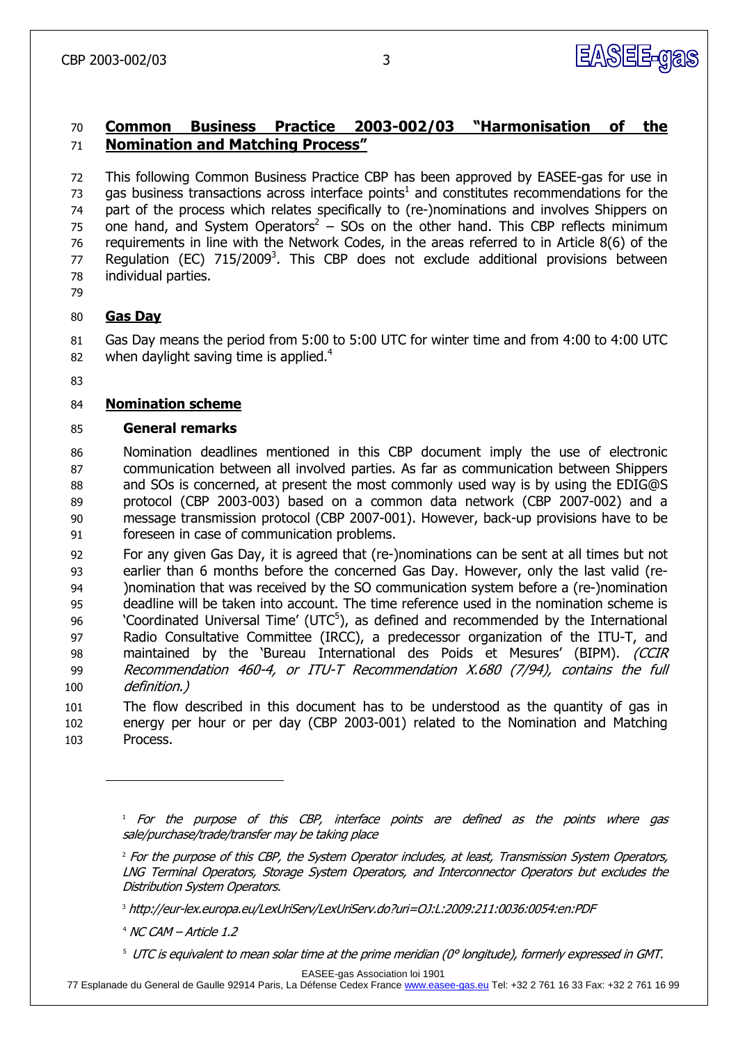## Common Business Practice 2003-002/03 "Harmonisation of the Nomination and Matching Process"

This following Common Business Practice CBP has been approved by EASEE-gas for use in gas business transactions across interface points[1] and constitutes recommendations for the part of the process which relates specifically to (re-)nominations and involves Shippers on one hand, and System Operators[2] – SOs on the other hand. This CBP reflects minimum requirements in line with the Network Codes, in the areas referred to in Article 8(6) of the Regulation (EC) 715/2009[3]. This CBP does not exclude additional provisions between individual parties.

## Gas Day

Gas Day means the period from 5:00 to 5:00 UTC for winter time and from 4:00 to 4:00 UTC when daylight saving time is applied.[4]

## Nomination scheme

### General remarks

Nomination deadlines mentioned in this CBP document imply the use of electronic communication between all involved parties. As far as communication between Shippers and SOs is concerned, at present the most commonly used way is by using the EDIG@S protocol (CBP 2003-003) based on a common data network (CBP 2007-002) and a message transmission protocol (CBP 2007-001). However, back-up provisions have to be foreseen in case of communication problems.

For any given Gas Day, it is agreed that (re-)nominations can be sent at all times but not earlier than 6 months before the concerned Gas Day. However, only the last valid (re-)nomination that was received by the SO communication system before a (re-)nomination deadline will be taken into account. The time reference used in the nomination scheme is 'Coordinated Universal Time' (UTC[5]), as defined and recommended by the International Radio Consultative Committee (IRCC), a predecessor organization of the ITU-T, and maintained by the 'Bureau International des Poids et Mesures' (BIPM). *(CCIR Recommendation 460-4, or ITU-T Recommendation X.680 (7/94), contains the full definition.)*

The flow described in this document has to be understood as the quantity of gas in energy per hour or per day (CBP 2003-001) related to the Nomination and Matching Process.

---

[1] *For the purpose of this CBP, interface points are defined as the points where gas sale/purchase/trade/transfer may be taking place*

[2] *For the purpose of this CBP, the System Operator includes, at least, Transmission System Operators, LNG Terminal Operators, Storage System Operators, and Interconnector Operators but excludes the Distribution System Operators.*

[3] *http://eur-lex.europa.eu/LexUriServ/LexUriServ.do?uri=OJ:L:2009:211:0036:0054:en:PDF*

[4] *NC CAM – Article 1.2*

[5] *UTC is equivalent to mean solar time at the prime meridian (0° longitude), formerly expressed in GMT.*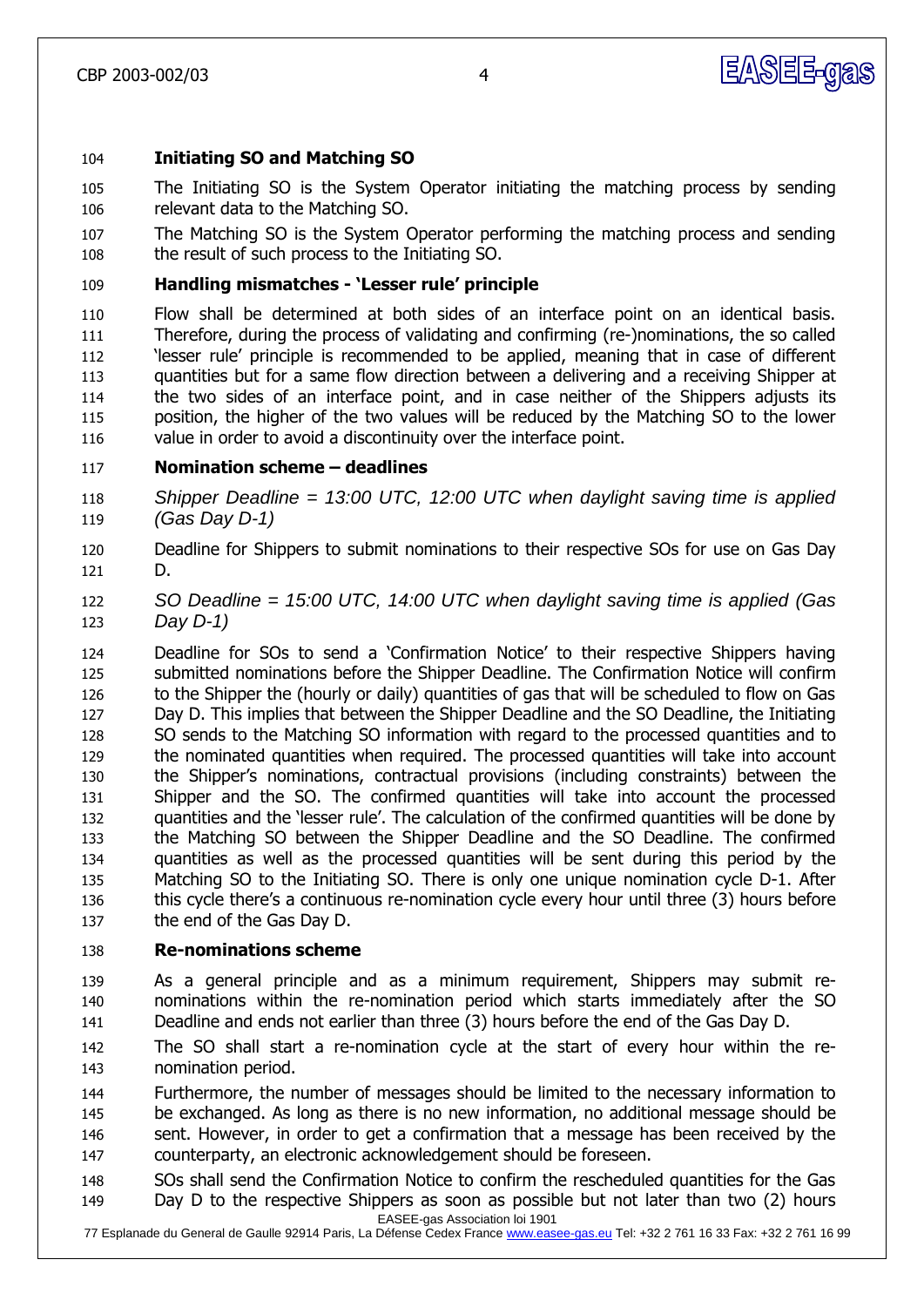**Initiating SO and Matching SO**

The Initiating SO is the System Operator initiating the matching process by sending relevant data to the Matching SO.

The Matching SO is the System Operator performing the matching process and sending the result of such process to the Initiating SO.

**Handling mismatches - 'Lesser rule' principle**

Flow shall be determined at both sides of an interface point on an identical basis. Therefore, during the process of validating and confirming (re-)nominations, the so called 'lesser rule' principle is recommended to be applied, meaning that in case of different quantities but for a same flow direction between a delivering and a receiving Shipper at the two sides of an interface point, and in case neither of the Shippers adjusts its position, the higher of the two values will be reduced by the Matching SO to the lower value in order to avoid a discontinuity over the interface point.

**Nomination scheme – deadlines**

*Shipper Deadline = 13:00 UTC, 12:00 UTC when daylight saving time is applied (Gas Day D-1)*

Deadline for Shippers to submit nominations to their respective SOs for use on Gas Day D.

*SO Deadline = 15:00 UTC, 14:00 UTC when daylight saving time is applied (Gas Day D-1)*

Deadline for SOs to send a 'Confirmation Notice' to their respective Shippers having submitted nominations before the Shipper Deadline. The Confirmation Notice will confirm to the Shipper the (hourly or daily) quantities of gas that will be scheduled to flow on Gas Day D. This implies that between the Shipper Deadline and the SO Deadline, the Initiating SO sends to the Matching SO information with regard to the processed quantities and to the nominated quantities when required. The processed quantities will take into account the Shipper's nominations, contractual provisions (including constraints) between the Shipper and the SO. The confirmed quantities will take into account the processed quantities and the 'lesser rule'. The calculation of the confirmed quantities will be done by the Matching SO between the Shipper Deadline and the SO Deadline. The confirmed quantities as well as the processed quantities will be sent during this period by the Matching SO to the Initiating SO. There is only one unique nomination cycle D-1. After this cycle there's a continuous re-nomination cycle every hour until three (3) hours before the end of the Gas Day D.

**Re-nominations scheme**

As a general principle and as a minimum requirement, Shippers may submit re-nominations within the re-nomination period which starts immediately after the SO Deadline and ends not earlier than three (3) hours before the end of the Gas Day D.

The SO shall start a re-nomination cycle at the start of every hour within the re-nomination period.

Furthermore, the number of messages should be limited to the necessary information to be exchanged. As long as there is no new information, no additional message should be sent. However, in order to get a confirmation that a message has been received by the counterparty, an electronic acknowledgement should be foreseen.

SOs shall send the Confirmation Notice to confirm the rescheduled quantities for the Gas Day D to the respective Shippers as soon as possible but not later than two (2) hours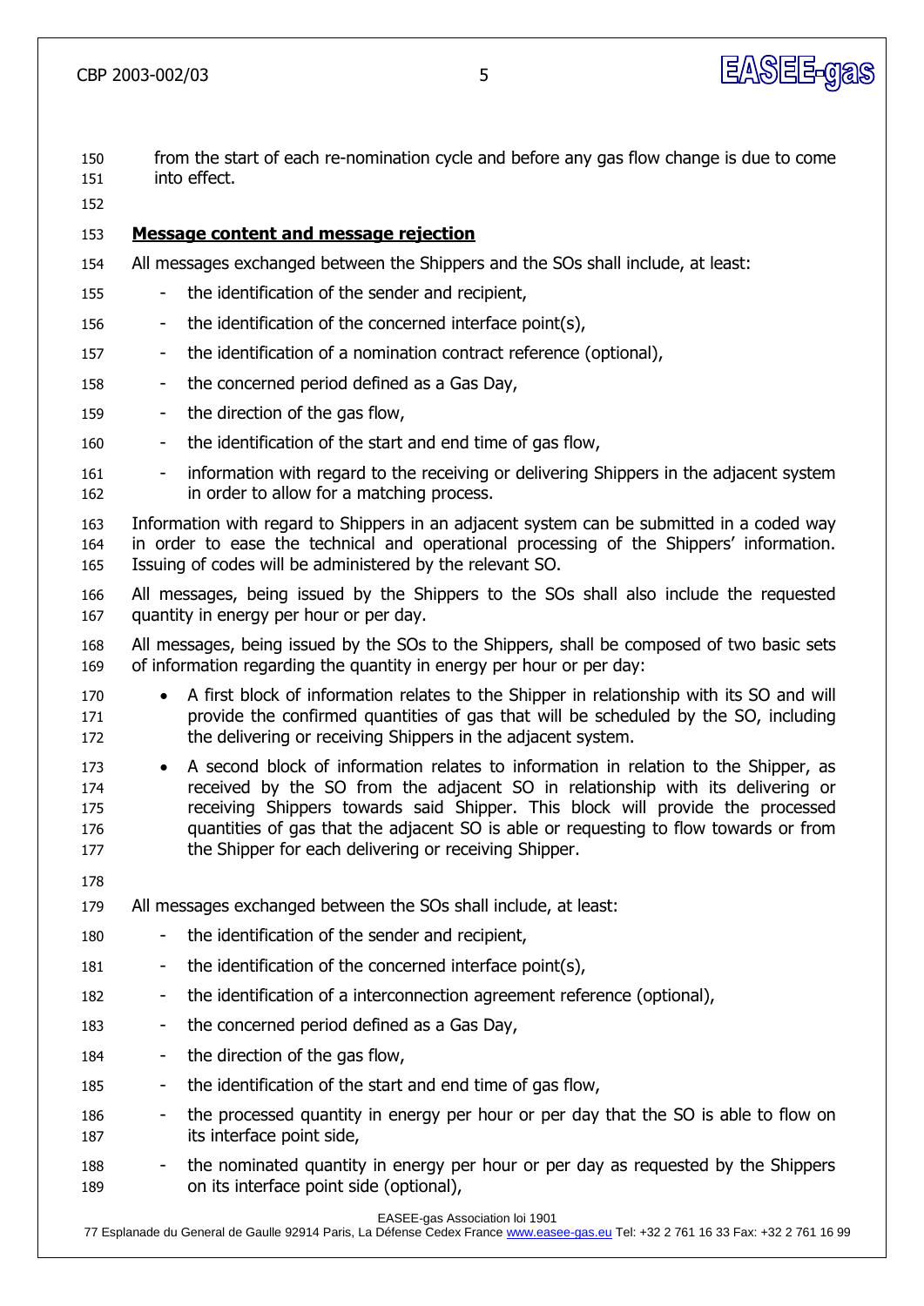from the start of each re-nomination cycle and before any gas flow change is due to come into effect.

**Message content and message rejection**

All messages exchanged between the Shippers and the SOs shall include, at least:

- the identification of the sender and recipient,
- the identification of the concerned interface point(s),
- the identification of a nomination contract reference (optional),
- the concerned period defined as a Gas Day,
- the direction of the gas flow,
- the identification of the start and end time of gas flow,
- information with regard to the receiving or delivering Shippers in the adjacent system in order to allow for a matching process.

Information with regard to Shippers in an adjacent system can be submitted in a coded way in order to ease the technical and operational processing of the Shippers' information. Issuing of codes will be administered by the relevant SO.

All messages, being issued by the Shippers to the SOs shall also include the requested quantity in energy per hour or per day.

All messages, being issued by the SOs to the Shippers, shall be composed of two basic sets of information regarding the quantity in energy per hour or per day:

- A first block of information relates to the Shipper in relationship with its SO and will provide the confirmed quantities of gas that will be scheduled by the SO, including the delivering or receiving Shippers in the adjacent system.
- A second block of information relates to information in relation to the Shipper, as received by the SO from the adjacent SO in relationship with its delivering or receiving Shippers towards said Shipper. This block will provide the processed quantities of gas that the adjacent SO is able or requesting to flow towards or from the Shipper for each delivering or receiving Shipper.

All messages exchanged between the SOs shall include, at least:

- the identification of the sender and recipient,
- the identification of the concerned interface point(s),
- the identification of a interconnection agreement reference (optional),
- the concerned period defined as a Gas Day,
- the direction of the gas flow,
- the identification of the start and end time of gas flow,
- the processed quantity in energy per hour or per day that the SO is able to flow on its interface point side,
- the nominated quantity in energy per hour or per day as requested by the Shippers on its interface point side (optional),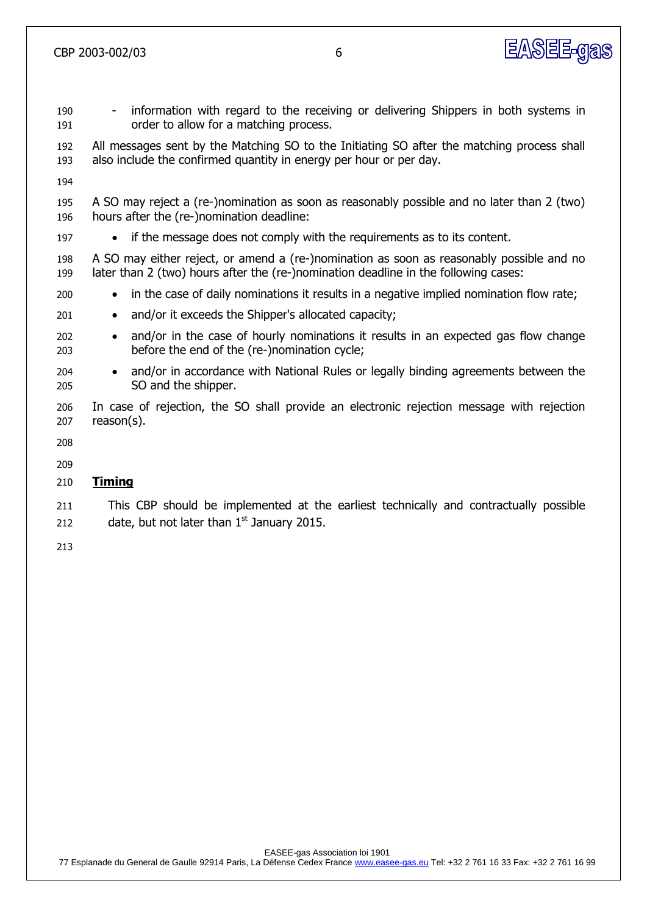- information with regard to the receiving or delivering Shippers in both systems in order to allow for a matching process.

All messages sent by the Matching SO to the Initiating SO after the matching process shall also include the confirmed quantity in energy per hour or per day.

A SO may reject a (re-)nomination as soon as reasonably possible and no later than 2 (two) hours after the (re-)nomination deadline:

- if the message does not comply with the requirements as to its content.

A SO may either reject, or amend a (re-)nomination as soon as reasonably possible and no later than 2 (two) hours after the (re-)nomination deadline in the following cases:

- in the case of daily nominations it results in a negative implied nomination flow rate;
- and/or it exceeds the Shipper's allocated capacity;
- and/or in the case of hourly nominations it results in an expected gas flow change before the end of the (re-)nomination cycle;
- and/or in accordance with National Rules or legally binding agreements between the SO and the shipper.

In case of rejection, the SO shall provide an electronic rejection message with rejection reason(s).

## **Timing**

This CBP should be implemented at the earliest technically and contractually possible date, but not later than 1st January 2015.